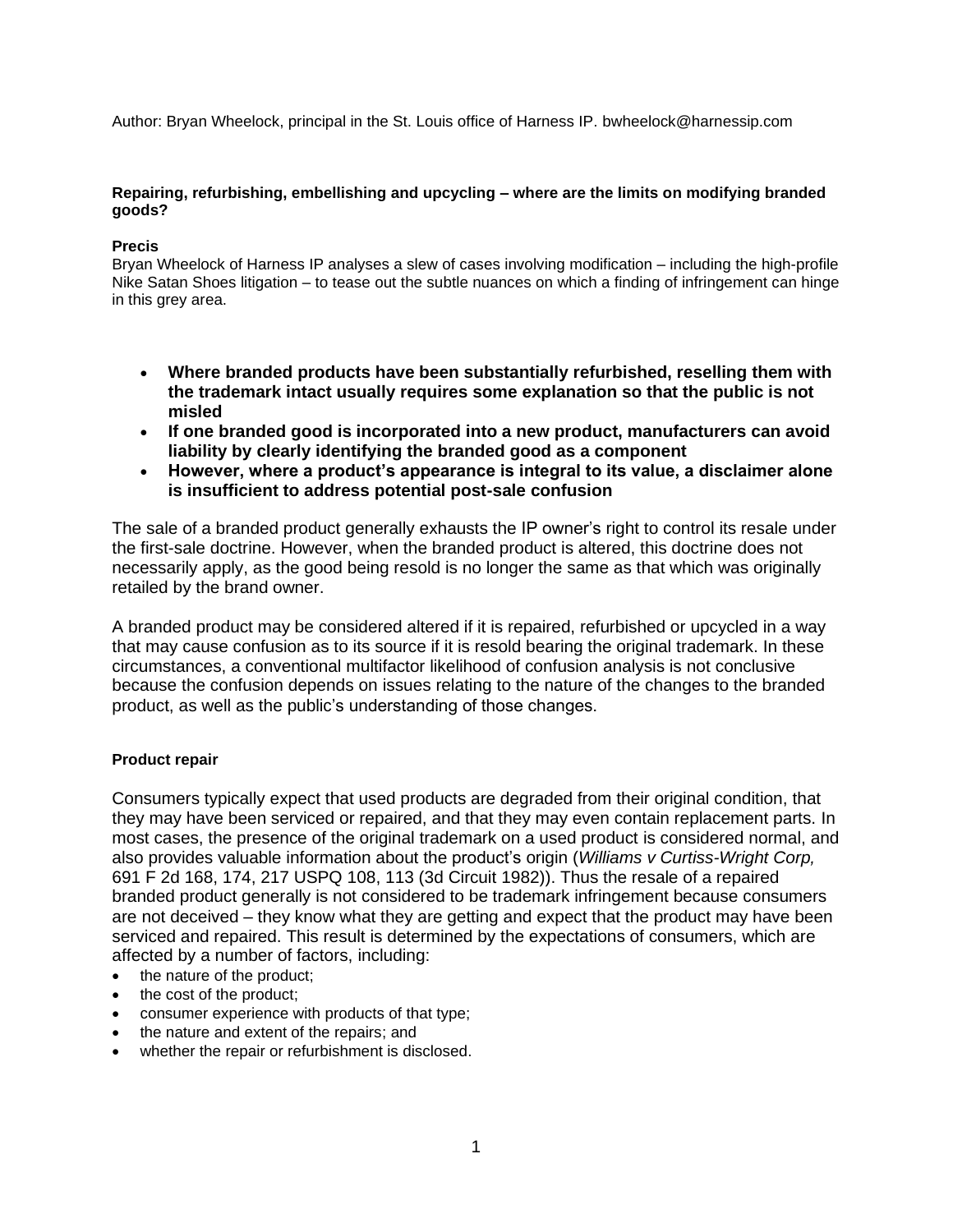Author: Bryan Wheelock, principal in the St. Louis office of Harness IP. bwheelock@harnessip.com

**Repairing, refurbishing, embellishing and upcycling – where are the limits on modifying branded goods?**

**Precis**

Bryan Wheelock of Harness IP analyses a slew of cases involving modification – including the high-profile Nike Satan Shoes litigation – to tease out the subtle nuances on which a finding of infringement can hinge in this grey area.

- **Where branded products have been substantially refurbished, reselling them with the trademark intact usually requires some explanation so that the public is not misled**
- **If one branded good is incorporated into a new product, manufacturers can avoid liability by clearly identifying the branded good as a component**
- **However, where a product's appearance is integral to its value, a disclaimer alone is insufficient to address potential post-sale confusion**

The sale of a branded product generally exhausts the IP owner's right to control its resale under the first-sale doctrine. However, when the branded product is altered, this doctrine does not necessarily apply, as the good being resold is no longer the same as that which was originally retailed by the brand owner.

A branded product may be considered altered if it is repaired, refurbished or upcycled in a way that may cause confusion as to its source if it is resold bearing the original trademark. In these circumstances, a conventional multifactor likelihood of confusion analysis is not conclusive because the confusion depends on issues relating to the nature of the changes to the branded product, as well as the public's understanding of those changes.

**Product repair**

Consumers typically expect that used products are degraded from their original condition, that they may have been serviced or repaired, and that they may even contain replacement parts. In most cases, the presence of the original trademark on a used product is considered normal, and also provides valuable information about the product's origin (*Williams v Curtiss-Wright Corp,* 691 F 2d 168, 174, 217 USPQ 108, 113 (3d Circuit 1982)). Thus the resale of a repaired branded product generally is not considered to be trademark infringement because consumers are not deceived – they know what they are getting and expect that the product may have been serviced and repaired. This result is determined by the expectations of consumers, which are affected by a number of factors, including:

- the nature of the product;
- the cost of the product;
- consumer experience with products of that type;
- the nature and extent of the repairs; and
- whether the repair or refurbishment is disclosed.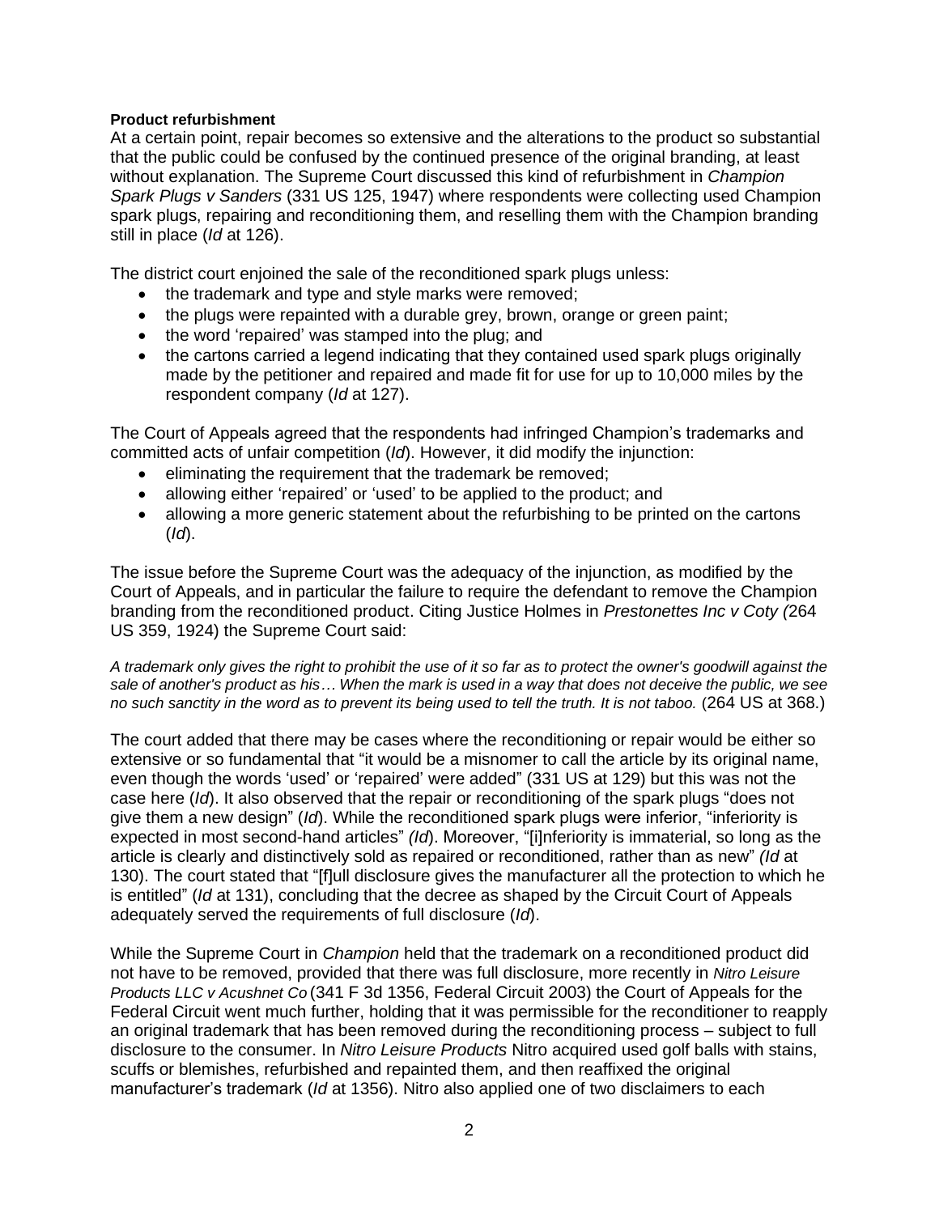**Product refurbishment**

At a certain point, repair becomes so extensive and the alterations to the product so substantial that the public could be confused by the continued presence of the original branding, at least without explanation. The Supreme Court discussed this kind of refurbishment in *Champion Spark Plugs v Sanders* (331 US 125, 1947) where respondents were collecting used Champion spark plugs, repairing and reconditioning them, and reselling them with the Champion branding still in place (*Id* at 126).

The district court enjoined the sale of the reconditioned spark plugs unless:

- the trademark and type and style marks were removed;
- the plugs were repainted with a durable grey, brown, orange or green paint;
- the word 'repaired' was stamped into the plug; and
- the cartons carried a legend indicating that they contained used spark plugs originally made by the petitioner and repaired and made fit for use for up to 10,000 miles by the respondent company (*Id* at 127).

The Court of Appeals agreed that the respondents had infringed Champion's trademarks and committed acts of unfair competition (*Id*). However, it did modify the injunction:

- eliminating the requirement that the trademark be removed;
- allowing either 'repaired' or 'used' to be applied to the product; and
- allowing a more generic statement about the refurbishing to be printed on the cartons (*Id*).

The issue before the Supreme Court was the adequacy of the injunction, as modified by the Court of Appeals, and in particular the failure to require the defendant to remove the Champion branding from the reconditioned product. Citing Justice Holmes in *Prestonettes Inc v Coty (*264 US 359, 1924) the Supreme Court said:

*A trademark only gives the right to prohibit the use of it so far as to protect the owner's goodwill against the sale of another's product as his… When the mark is used in a way that does not deceive the public, we see no such sanctity in the word as to prevent its being used to tell the truth. It is not taboo.* (264 US at 368.)

The court added that there may be cases where the reconditioning or repair would be either so extensive or so fundamental that "it would be a misnomer to call the article by its original name, even though the words 'used' or 'repaired' were added" (331 US at 129) but this was not the case here (*Id*). It also observed that the repair or reconditioning of the spark plugs "does not give them a new design" (*Id*). While the reconditioned spark plugs were inferior, "inferiority is expected in most second-hand articles" *(Id*). Moreover, "[i]nferiority is immaterial, so long as the article is clearly and distinctively sold as repaired or reconditioned, rather than as new" *(Id* at 130). The court stated that "[f]ull disclosure gives the manufacturer all the protection to which he is entitled" (*Id* at 131), concluding that the decree as shaped by the Circuit Court of Appeals adequately served the requirements of full disclosure (*Id*).

While the Supreme Court in *Champion* held that the trademark on a reconditioned product did not have to be removed, provided that there was full disclosure, more recently in *Nitro Leisure Products LLC v Acushnet Co* (341 F 3d 1356, Federal Circuit 2003) the Court of Appeals for the Federal Circuit went much further, holding that it was permissible for the reconditioner to reapply an original trademark that has been removed during the reconditioning process – subject to full disclosure to the consumer. In *Nitro Leisure Products* Nitro acquired used golf balls with stains, scuffs or blemishes, refurbished and repainted them, and then reaffixed the original manufacturer's trademark (*Id* at 1356). Nitro also applied one of two disclaimers to each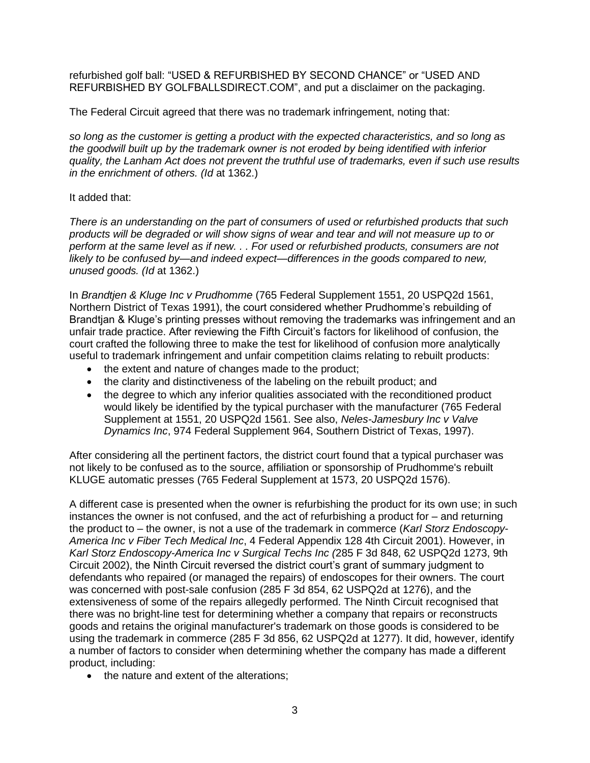refurbished golf ball: "USED & REFURBISHED BY SECOND CHANCE" or "USED AND REFURBISHED BY GOLFBALLSDIRECT.COM", and put a disclaimer on the packaging.

The Federal Circuit agreed that there was no trademark infringement, noting that:

*so long as the customer is getting a product with the expected characteristics, and so long as the goodwill built up by the trademark owner is not eroded by being identified with inferior quality, the Lanham Act does not prevent the truthful use of trademarks, even if such use results in the enrichment of others. (Id* at 1362.)

It added that:

*There is an understanding on the part of consumers of used or refurbished products that such products will be degraded or will show signs of wear and tear and will not measure up to or perform at the same level as if new. . . For used or refurbished products, consumers are not likely to be confused by—and indeed expect—differences in the goods compared to new, unused goods. (Id* at 1362.)

In *Brandtjen & Kluge Inc v Prudhomme* (765 Federal Supplement 1551, 20 USPQ2d 1561, Northern District of Texas 1991), the court considered whether Prudhomme's rebuilding of Brandtjan & Kluge's printing presses without removing the trademarks was infringement and an unfair trade practice. After reviewing the Fifth Circuit's factors for likelihood of confusion, the court crafted the following three to make the test for likelihood of confusion more analytically useful to trademark infringement and unfair competition claims relating to rebuilt products:

- the extent and nature of changes made to the product;
- the clarity and distinctiveness of the labeling on the rebuilt product; and
- the degree to which any inferior qualities associated with the reconditioned product would likely be identified by the typical purchaser with the manufacturer (765 Federal Supplement at 1551, 20 USPQ2d 1561. See also, *Neles-Jamesbury Inc v Valve Dynamics Inc*, 974 Federal Supplement 964, Southern District of Texas, 1997).

After considering all the pertinent factors, the district court found that a typical purchaser was not likely to be confused as to the source, affiliation or sponsorship of Prudhomme's rebuilt KLUGE automatic presses (765 Federal Supplement at 1573, 20 USPQ2d 1576).

A different case is presented when the owner is refurbishing the product for its own use; in such instances the owner is not confused, and the act of refurbishing a product for – and returning the product to – the owner, is not a use of the trademark in commerce (*Karl Storz Endoscopy-America Inc v Fiber Tech Medical Inc*, 4 Federal Appendix 128 4th Circuit 2001). However, in *Karl Storz Endoscopy-America Inc v Surgical Techs Inc (*285 F 3d 848, 62 USPQ2d 1273, 9th Circuit 2002), the Ninth Circuit reversed the district court's grant of summary judgment to defendants who repaired (or managed the repairs) of endoscopes for their owners. The court was concerned with post-sale confusion (285 F 3d 854, 62 USPQ2d at 1276), and the extensiveness of some of the repairs allegedly performed. The Ninth Circuit recognised that there was no bright-line test for determining whether a company that repairs or reconstructs goods and retains the original manufacturer's trademark on those goods is considered to be using the trademark in commerce (285 F 3d 856, 62 USPQ2d at 1277). It did, however, identify a number of factors to consider when determining whether the company has made a different product, including:

- the nature and extent of the alterations;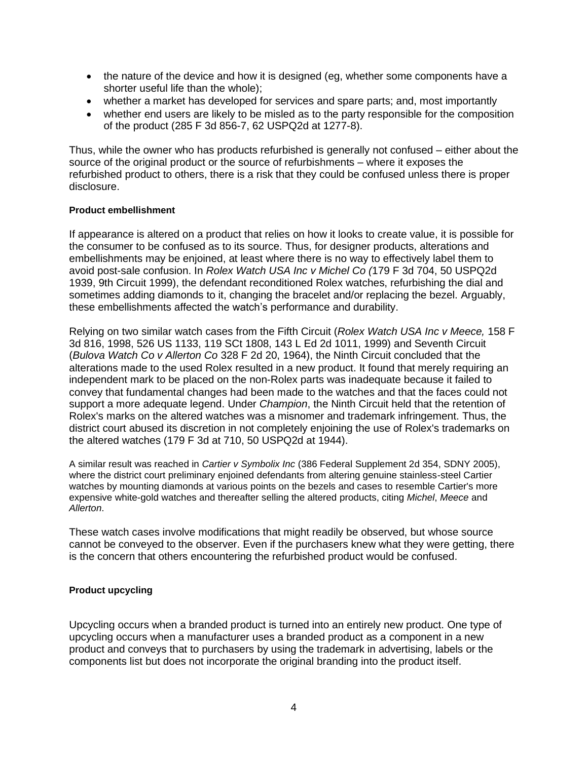- the nature of the device and how it is designed (eg, whether some components have a shorter useful life than the whole);
- whether a market has developed for services and spare parts; and, most importantly
- whether end users are likely to be misled as to the party responsible for the composition of the product (285 F 3d 856-7, 62 USPQ2d at 1277-8).

Thus, while the owner who has products refurbished is generally not confused – either about the source of the original product or the source of refurbishments – where it exposes the refurbished product to others, there is a risk that they could be confused unless there is proper disclosure.

**Product embellishment**

If appearance is altered on a product that relies on how it looks to create value, it is possible for the consumer to be confused as to its source. Thus, for designer products, alterations and embellishments may be enjoined, at least where there is no way to effectively label them to avoid post-sale confusion. In *Rolex Watch USA Inc v Michel Co (*179 F 3d 704, 50 USPQ2d 1939, 9th Circuit 1999), the defendant reconditioned Rolex watches, refurbishing the dial and sometimes adding diamonds to it, changing the bracelet and/or replacing the bezel. Arguably, these embellishments affected the watch's performance and durability.

Relying on two similar watch cases from the Fifth Circuit (*Rolex Watch USA Inc v Meece,* 158 F 3d 816, 1998, 526 US 1133, 119 SCt 1808, 143 L Ed 2d 1011, 1999) and Seventh Circuit (*Bulova Watch Co v Allerton Co* 328 F 2d 20, 1964), the Ninth Circuit concluded that the alterations made to the used Rolex resulted in a new product. It found that merely requiring an independent mark to be placed on the non-Rolex parts was inadequate because it failed to convey that fundamental changes had been made to the watches and that the faces could not support a more adequate legend. Under *Champion*, the Ninth Circuit held that the retention of Rolex's marks on the altered watches was a misnomer and trademark infringement. Thus, the district court abused its discretion in not completely enjoining the use of Rolex's trademarks on the altered watches (179 F 3d at 710, 50 USPQ2d at 1944).

A similar result was reached in *Cartier v Symbolix Inc* (386 Federal Supplement 2d 354, SDNY 2005), where the district court preliminary enjoined defendants from altering genuine stainless-steel Cartier watches by mounting diamonds at various points on the bezels and cases to resemble Cartier's more expensive white-gold watches and thereafter selling the altered products, citing *Michel*, *Meece* and *Allerton*.

These watch cases involve modifications that might readily be observed, but whose source cannot be conveyed to the observer. Even if the purchasers knew what they were getting, there is the concern that others encountering the refurbished product would be confused.

**Product upcycling**

Upcycling occurs when a branded product is turned into an entirely new product. One type of upcycling occurs when a manufacturer uses a branded product as a component in a new product and conveys that to purchasers by using the trademark in advertising, labels or the components list but does not incorporate the original branding into the product itself.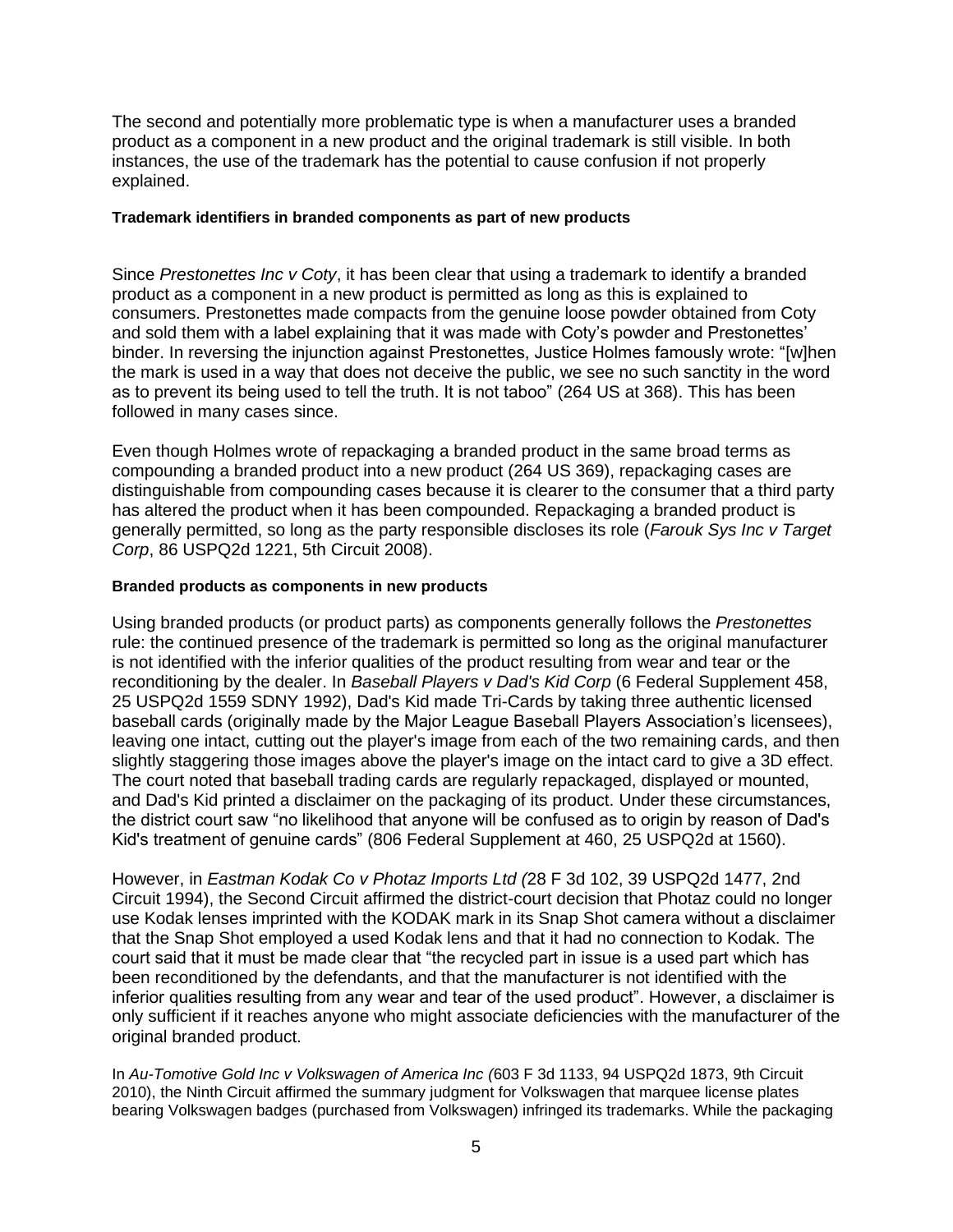The second and potentially more problematic type is when a manufacturer uses a branded product as a component in a new product and the original trademark is still visible. In both instances, the use of the trademark has the potential to cause confusion if not properly explained.

**Trademark identifiers in branded components as part of new products**

Since *Prestonettes Inc v Coty*, it has been clear that using a trademark to identify a branded product as a component in a new product is permitted as long as this is explained to consumers. Prestonettes made compacts from the genuine loose powder obtained from Coty and sold them with a label explaining that it was made with Coty's powder and Prestonettes' binder. In reversing the injunction against Prestonettes, Justice Holmes famously wrote: "[w]hen the mark is used in a way that does not deceive the public, we see no such sanctity in the word as to prevent its being used to tell the truth. It is not taboo" (264 US at 368). This has been followed in many cases since.

Even though Holmes wrote of repackaging a branded product in the same broad terms as compounding a branded product into a new product (264 US 369), repackaging cases are distinguishable from compounding cases because it is clearer to the consumer that a third party has altered the product when it has been compounded. Repackaging a branded product is generally permitted, so long as the party responsible discloses its role (*Farouk Sys Inc v Target Corp*, 86 USPQ2d 1221, 5th Circuit 2008).

**Branded products as components in new products**

Using branded products (or product parts) as components generally follows the *Prestonettes* rule: the continued presence of the trademark is permitted so long as the original manufacturer is not identified with the inferior qualities of the product resulting from wear and tear or the reconditioning by the dealer. In *Baseball Players v Dad's Kid Corp* (6 Federal Supplement 458, 25 USPQ2d 1559 SDNY 1992), Dad's Kid made Tri-Cards by taking three authentic licensed baseball cards (originally made by the Major League Baseball Players Association's licensees), leaving one intact, cutting out the player's image from each of the two remaining cards, and then slightly staggering those images above the player's image on the intact card to give a 3D effect. The court noted that baseball trading cards are regularly repackaged, displayed or mounted, and Dad's Kid printed a disclaimer on the packaging of its product. Under these circumstances, the district court saw "no likelihood that anyone will be confused as to origin by reason of Dad's Kid's treatment of genuine cards" (806 Federal Supplement at 460, 25 USPQ2d at 1560).

However, in *Eastman Kodak Co v Photaz Imports Ltd (*28 F 3d 102, 39 USPQ2d 1477, 2nd Circuit 1994), the Second Circuit affirmed the district-court decision that Photaz could no longer use Kodak lenses imprinted with the KODAK mark in its Snap Shot camera without a disclaimer that the Snap Shot employed a used Kodak lens and that it had no connection to Kodak. The court said that it must be made clear that "the recycled part in issue is a used part which has been reconditioned by the defendants, and that the manufacturer is not identified with the inferior qualities resulting from any wear and tear of the used product". However, a disclaimer is only sufficient if it reaches anyone who might associate deficiencies with the manufacturer of the original branded product.

In *Au-Tomotive Gold Inc v Volkswagen of America Inc (*603 F 3d 1133, 94 USPQ2d 1873, 9th Circuit 2010), the Ninth Circuit affirmed the summary judgment for Volkswagen that marquee license plates bearing Volkswagen badges (purchased from Volkswagen) infringed its trademarks. While the packaging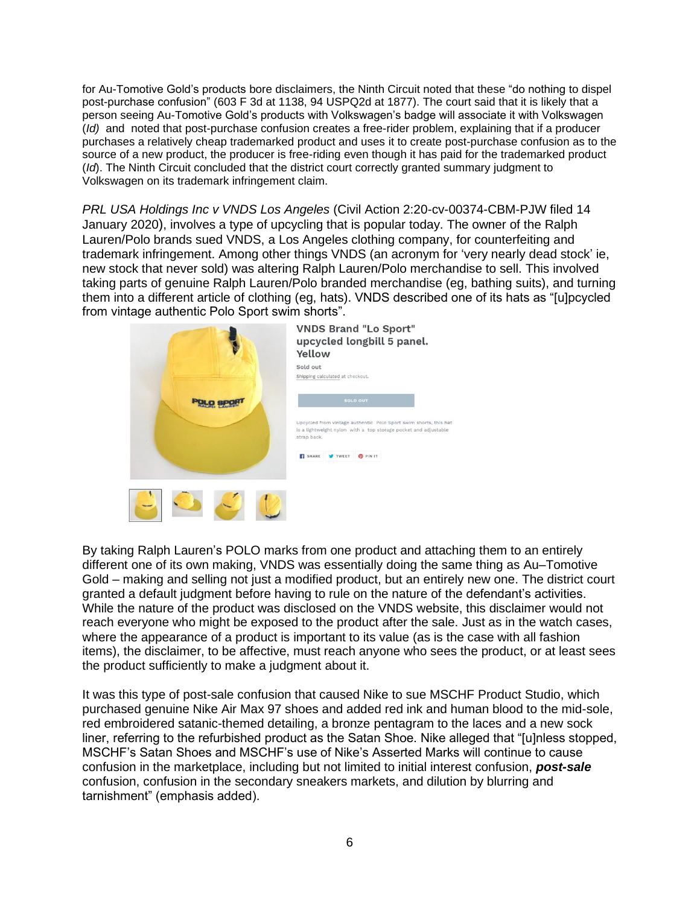for Au-Tomotive Gold's products bore disclaimers, the Ninth Circuit noted that these "do nothing to dispel post-purchase confusion" (603 F 3d at 1138, 94 USPQ2d at 1877). The court said that it is likely that a person seeing Au-Tomotive Gold's products with Volkswagen's badge will associate it with Volkswagen (*Id)* and noted that post-purchase confusion creates a free-rider problem, explaining that if a producer purchases a relatively cheap trademarked product and uses it to create post-purchase confusion as to the source of a new product, the producer is free-riding even though it has paid for the trademarked product (*Id*). The Ninth Circuit concluded that the district court correctly granted summary judgment to Volkswagen on its trademark infringement claim.

*PRL USA Holdings Inc v VNDS Los Angeles* (Civil Action 2:20-cv-00374-CBM-PJW filed 14 January 2020), involves a type of upcycling that is popular today. The owner of the Ralph Lauren/Polo brands sued VNDS, a Los Angeles clothing company, for counterfeiting and trademark infringement. Among other things VNDS (an acronym for 'very nearly dead stock' ie, new stock that never sold) was altering Ralph Lauren/Polo merchandise to sell. This involved taking parts of genuine Ralph Lauren/Polo branded merchandise (eg, bathing suits), and turning them into a different article of clothing (eg, hats). VNDS described one of its hats as "[u]pcycled from vintage authentic Polo Sport swim shorts".

By taking Ralph Lauren's POLO marks from one product and attaching them to an entirely different one of its own making, VNDS was essentially doing the same thing as Au–Tomotive Gold – making and selling not just a modified product, but an entirely new one. The district court granted a default judgment before having to rule on the nature of the defendant's activities. While the nature of the product was disclosed on the VNDS website, this disclaimer would not reach everyone who might be exposed to the product after the sale. Just as in the watch cases, where the appearance of a product is important to its value (as is the case with all fashion items), the disclaimer, to be affective, must reach anyone who sees the product, or at least sees the product sufficiently to make a judgment about it.

It was this type of post-sale confusion that caused Nike to sue MSCHF Product Studio, which purchased genuine Nike Air Max 97 shoes and added red ink and human blood to the mid-sole, red embroidered satanic-themed detailing, a bronze pentagram to the laces and a new sock liner, referring to the refurbished product as the Satan Shoe. Nike alleged that "[u]nless stopped, MSCHF's Satan Shoes and MSCHF's use of Nike's Asserted Marks will continue to cause confusion in the marketplace, including but not limited to initial interest confusion, ***post-sale*** confusion, confusion in the secondary sneakers markets, and dilution by blurring and tarnishment" (emphasis added).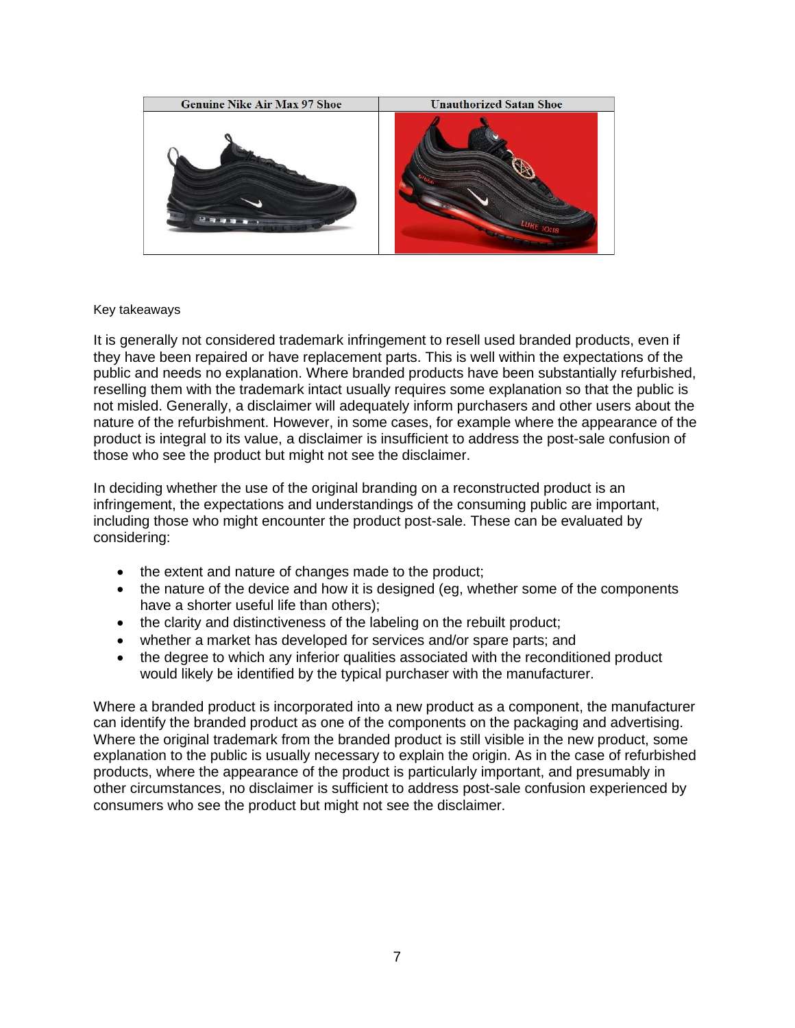| Genuine Nike Air Max 97 Shoe | Unauthorized Satan Shoe |
| --- | --- |
| | |

Key takeaways

It is generally not considered trademark infringement to resell used branded products, even if they have been repaired or have replacement parts. This is well within the expectations of the public and needs no explanation. Where branded products have been substantially refurbished, reselling them with the trademark intact usually requires some explanation so that the public is not misled. Generally, a disclaimer will adequately inform purchasers and other users about the nature of the refurbishment. However, in some cases, for example where the appearance of the product is integral to its value, a disclaimer is insufficient to address the post-sale confusion of those who see the product but might not see the disclaimer.

In deciding whether the use of the original branding on a reconstructed product is an infringement, the expectations and understandings of the consuming public are important, including those who might encounter the product post-sale. These can be evaluated by considering:

- the extent and nature of changes made to the product;
- the nature of the device and how it is designed (eg, whether some of the components have a shorter useful life than others);
- the clarity and distinctiveness of the labeling on the rebuilt product;
- whether a market has developed for services and/or spare parts; and
- the degree to which any inferior qualities associated with the reconditioned product would likely be identified by the typical purchaser with the manufacturer.

Where a branded product is incorporated into a new product as a component, the manufacturer can identify the branded product as one of the components on the packaging and advertising. Where the original trademark from the branded product is still visible in the new product, some explanation to the public is usually necessary to explain the origin. As in the case of refurbished products, where the appearance of the product is particularly important, and presumably in other circumstances, no disclaimer is sufficient to address post-sale confusion experienced by consumers who see the product but might not see the disclaimer.